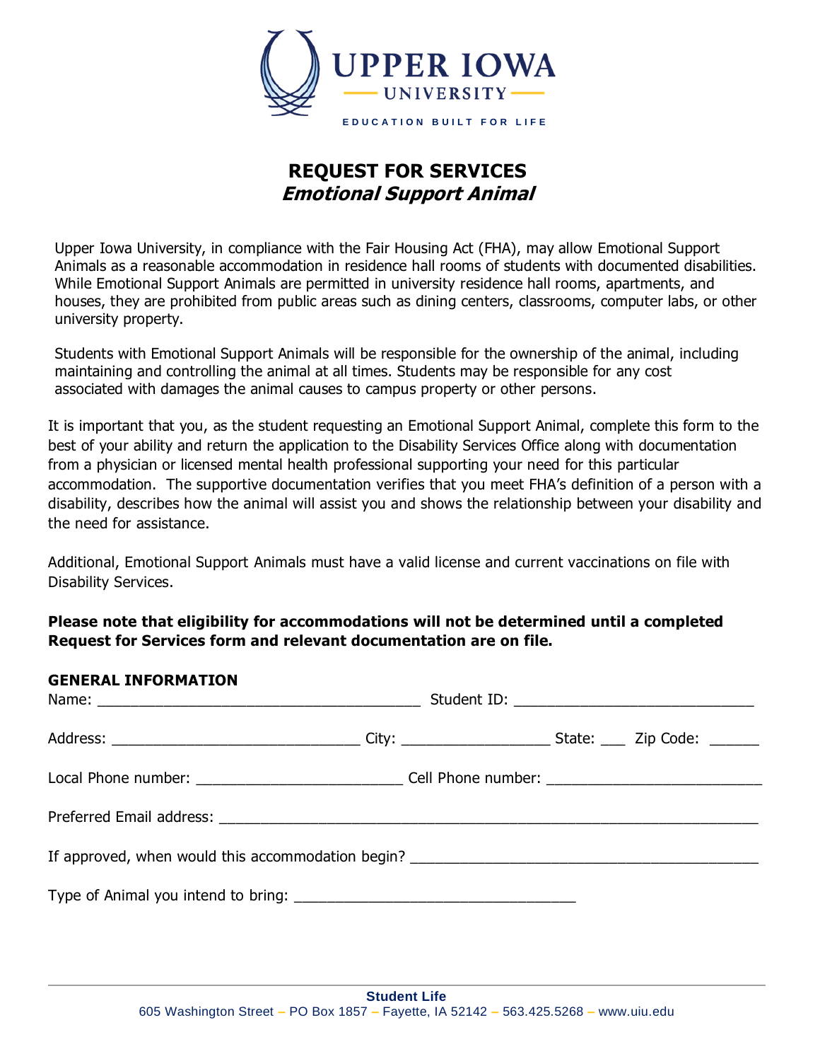UPPER IOWA UNIVERSITY

EDUCATION BUILT FOR LIFE

# REQUEST FOR SERVICES
## *Emotional Support Animal*

Upper Iowa University, in compliance with the Fair Housing Act (FHA), may allow Emotional Support Animals as a reasonable accommodation in residence hall rooms of students with documented disabilities. While Emotional Support Animals are permitted in university residence hall rooms, apartments, and houses, they are prohibited from public areas such as dining centers, classrooms, computer labs, or other university property.

Students with Emotional Support Animals will be responsible for the ownership of the animal, including maintaining and controlling the animal at all times. Students may be responsible for any cost associated with damages the animal causes to campus property or other persons.

It is important that you, as the student requesting an Emotional Support Animal, complete this form to the best of your ability and return the application to the Disability Services Office along with documentation from a physician or licensed mental health professional supporting your need for this particular accommodation. The supportive documentation verifies that you meet FHA's definition of a person with a disability, describes how the animal will assist you and shows the relationship between your disability and the need for assistance.

Additional, Emotional Support Animals must have a valid license and current vaccinations on file with Disability Services.

**Please note that eligibility for accommodations will not be determined until a completed Request for Services form and relevant documentation are on file.**

**GENERAL INFORMATION**

Name: _______________________________________ Student ID: _____________________________

Address: ______________________________ City: __________________ State: ___ Zip Code: ______

Local Phone number: _________________________ Cell Phone number: __________________________

Preferred Email address: _________________________________________________________________

If approved, when would this accommodation begin? ___________________________________________

Type of Animal you intend to bring: __________________________________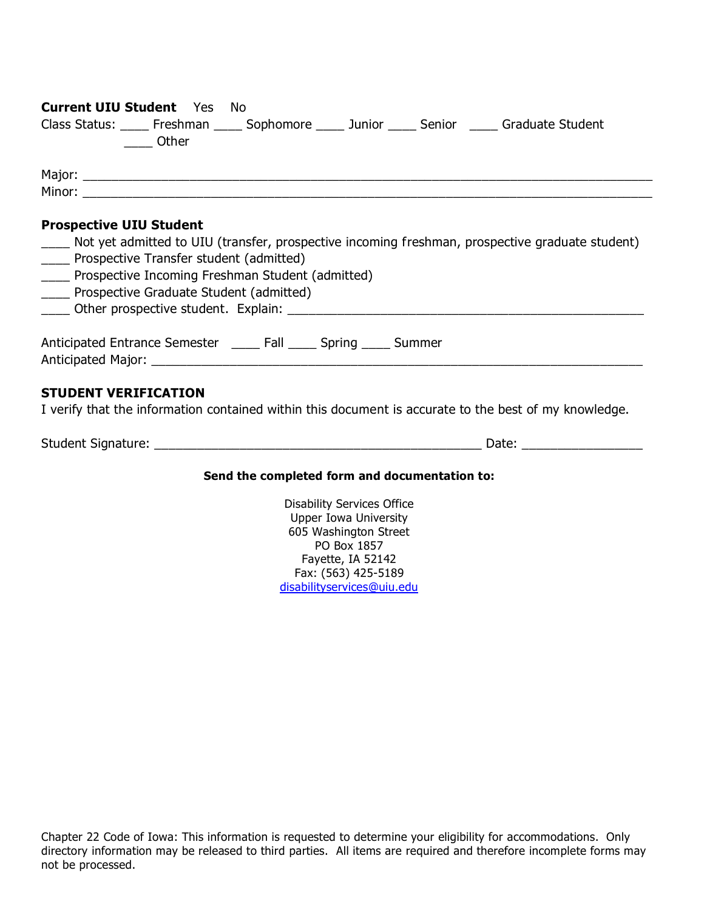**Current UIU Student** Yes No

Class Status: ____ Freshman ____ Sophomore ____ Junior ____ Senior ____ Graduate Student ____ Other

Major: ______________________________________________________________________________

Minor: ______________________________________________________________________________

**Prospective UIU Student**

____ Not yet admitted to UIU (transfer, prospective incoming freshman, prospective graduate student)

____ Prospective Transfer student (admitted)

____ Prospective Incoming Freshman Student (admitted)

____ Prospective Graduate Student (admitted)

____ Other prospective student. Explain: _______________________________________________

Anticipated Entrance Semester ____ Fall ____ Spring ____ Summer

Anticipated Major: ___________________________________________________________________

**STUDENT VERIFICATION**

I verify that the information contained within this document is accurate to the best of my knowledge.

Student Signature: ____________________________________________ Date: _______________

**Send the completed form and documentation to:**

Disability Services Office
Upper Iowa University
605 Washington Street
PO Box 1857
Fayette, IA 52142
Fax: (563) 425-5189
disabilityservices@uiu.edu

Chapter 22 Code of Iowa: This information is requested to determine your eligibility for accommodations. Only directory information may be released to third parties. All items are required and therefore incomplete forms may not be processed.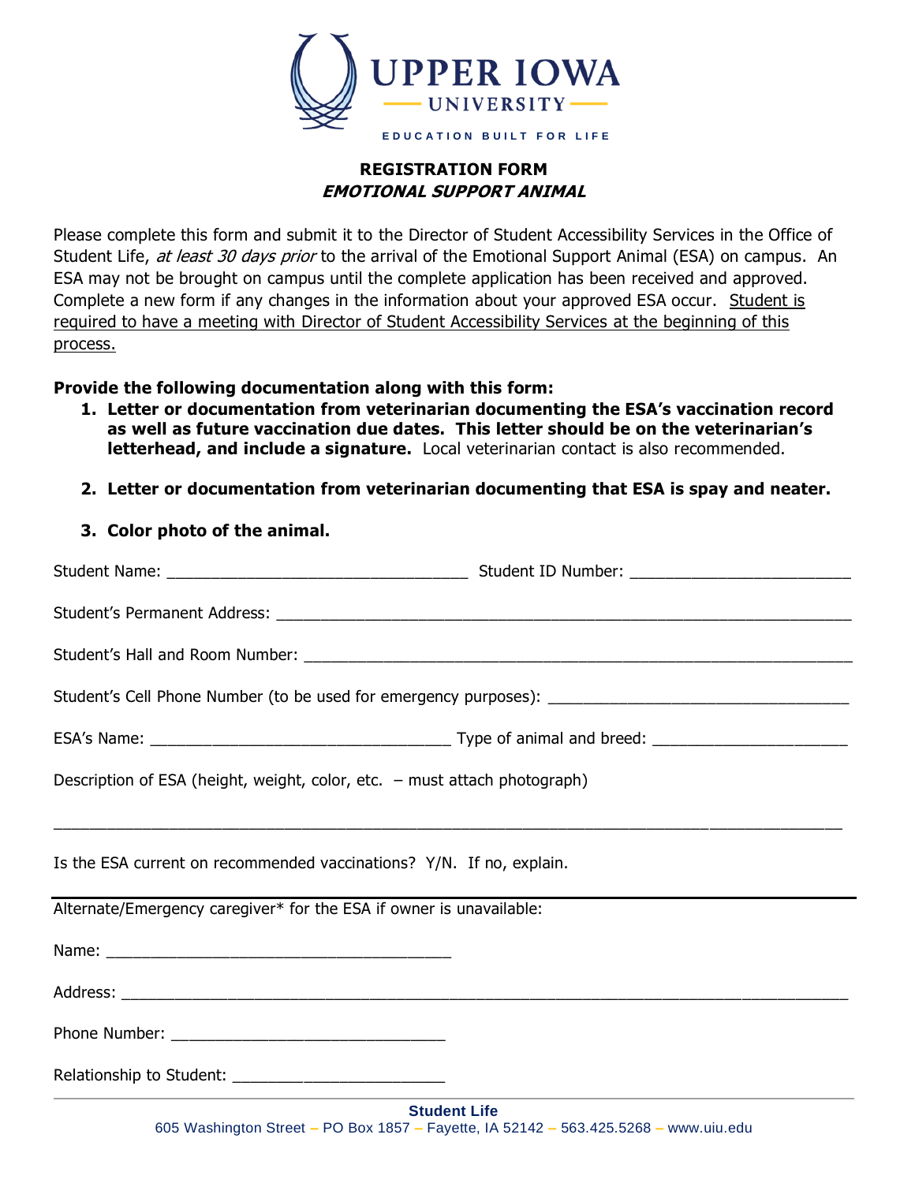UPPER IOWA UNIVERSITY

EDUCATION BUILT FOR LIFE

## REGISTRATION FORM
### *EMOTIONAL SUPPORT ANIMAL*

Please complete this form and submit it to the Director of Student Accessibility Services in the Office of Student Life, *at least 30 days prior* to the arrival of the Emotional Support Animal (ESA) on campus. An ESA may not be brought on campus until the complete application has been received and approved. Complete a new form if any changes in the information about your approved ESA occur. <u>Student is required to have a meeting with Director of Student Accessibility Services at the beginning of this process.</u>

**Provide the following documentation along with this form:**

1. **Letter or documentation from veterinarian documenting the ESA's vaccination record as well as future vaccination due dates. This letter should be on the veterinarian's letterhead, and include a signature.** Local veterinarian contact is also recommended.

2. **Letter or documentation from veterinarian documenting that ESA is spay and neater.**

3. **Color photo of the animal.**

Student Name: ___________________________________ Student ID Number: _________________________

Student's Permanent Address: _________________________________________________________________

Student's Hall and Room Number: ______________________________________________________________

Student's Cell Phone Number (to be used for emergency purposes): __________________________________

ESA's Name: ___________________________________ Type of animal and breed: ______________________

Description of ESA (height, weight, color, etc. – must attach photograph)

_____________________________________________________________________________________________

Is the ESA current on recommended vaccinations? Y/N. If no, explain.

---

Alternate/Emergency caregiver* for the ESA if owner is unavailable:

Name: ________________________________________

Address: ___________________________________________________________________________________

Phone Number: ________________________________

Relationship to Student: _________________________

**Student Life**
605 Washington Street – PO Box 1857 – Fayette, IA 52142 – 563.425.5268 – www.uiu.edu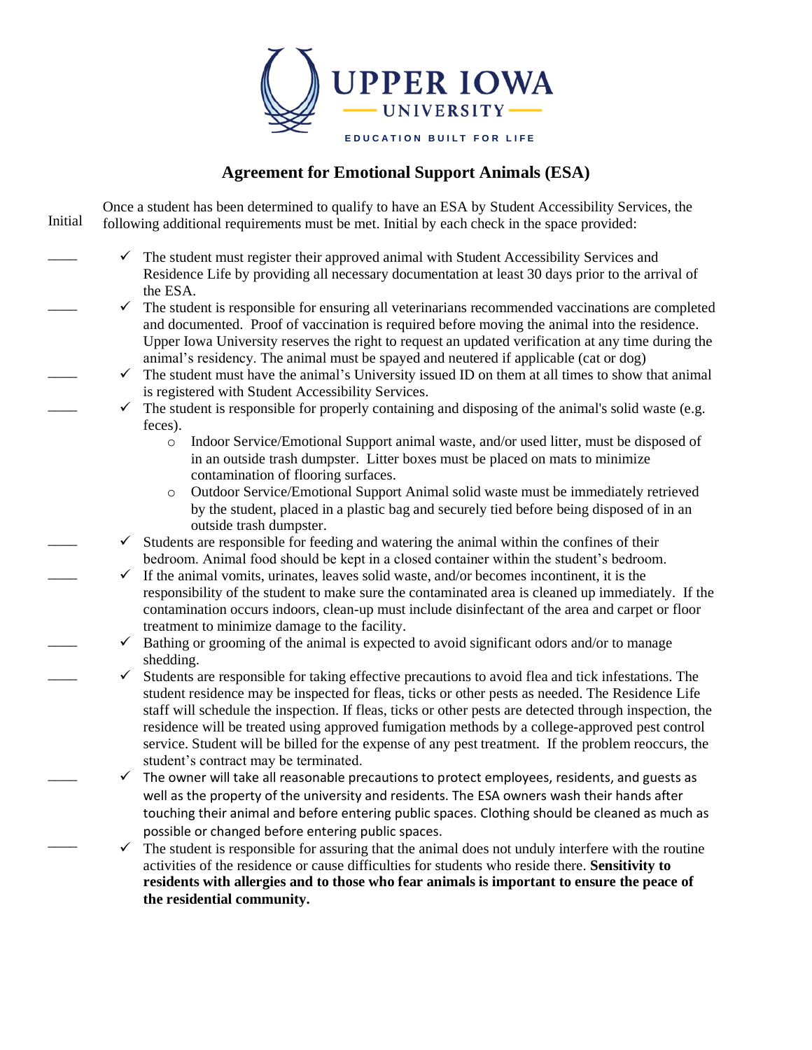UPPER IOWA UNIVERSITY

EDUCATION BUILT FOR LIFE

# Agreement for Emotional Support Animals (ESA)

Initial — Once a student has been determined to qualify to have an ESA by Student Accessibility Services, the following additional requirements must be met. Initial by each check in the space provided:

____ ✓ The student must register their approved animal with Student Accessibility Services and Residence Life by providing all necessary documentation at least 30 days prior to the arrival of the ESA.

____ ✓ The student is responsible for ensuring all veterinarians recommended vaccinations are completed and documented. Proof of vaccination is required before moving the animal into the residence. Upper Iowa University reserves the right to request an updated verification at any time during the animal's residency. The animal must be spayed and neutered if applicable (cat or dog)

____ ✓ The student must have the animal's University issued ID on them at all times to show that animal is registered with Student Accessibility Services.

____ ✓ The student is responsible for properly containing and disposing of the animal's solid waste (e.g. feces).
  - Indoor Service/Emotional Support animal waste, and/or used litter, must be disposed of in an outside trash dumpster. Litter boxes must be placed on mats to minimize contamination of flooring surfaces.
  - Outdoor Service/Emotional Support Animal solid waste must be immediately retrieved by the student, placed in a plastic bag and securely tied before being disposed of in an outside trash dumpster.

____ ✓ Students are responsible for feeding and watering the animal within the confines of their bedroom. Animal food should be kept in a closed container within the student's bedroom.

____ ✓ If the animal vomits, urinates, leaves solid waste, and/or becomes incontinent, it is the responsibility of the student to make sure the contaminated area is cleaned up immediately. If the contamination occurs indoors, clean-up must include disinfectant of the area and carpet or floor treatment to minimize damage to the facility.

____ ✓ Bathing or grooming of the animal is expected to avoid significant odors and/or to manage shedding.

____ ✓ Students are responsible for taking effective precautions to avoid flea and tick infestations. The student residence may be inspected for fleas, ticks or other pests as needed. The Residence Life staff will schedule the inspection. If fleas, ticks or other pests are detected through inspection, the residence will be treated using approved fumigation methods by a college-approved pest control service. Student will be billed for the expense of any pest treatment. If the problem reoccurs, the student's contract may be terminated.

____ ✓ The owner will take all reasonable precautions to protect employees, residents, and guests as well as the property of the university and residents. The ESA owners wash their hands after touching their animal and before entering public spaces. Clothing should be cleaned as much as possible or changed before entering public spaces.

____ ✓ The student is responsible for assuring that the animal does not unduly interfere with the routine activities of the residence or cause difficulties for students who reside there. **Sensitivity to residents with allergies and to those who fear animals is important to ensure the peace of the residential community.**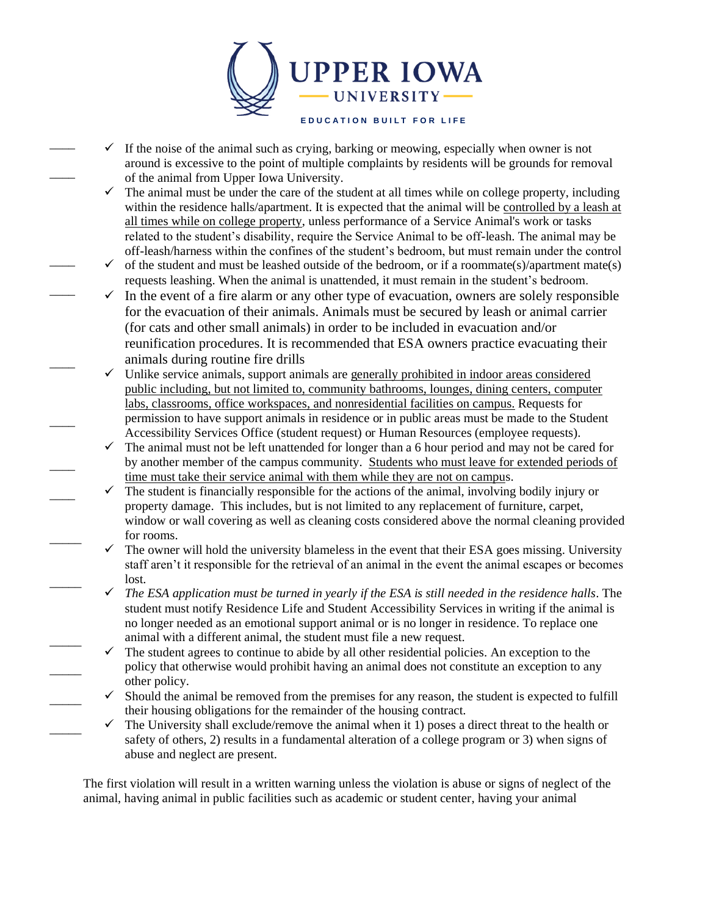- ____ ✓ If the noise of the animal such as crying, barking or meowing, especially when owner is not around is excessive to the point of multiple complaints by residents will be grounds for removal of the animal from Upper Iowa University.
- ____ ✓ The animal must be under the care of the student at all times while on college property, including within the residence halls/apartment. It is expected that the animal will be controlled by a leash at all times while on college property, unless performance of a Service Animal's work or tasks related to the student's disability, require the Service Animal to be off-leash. The animal may be off-leash/harness within the confines of the student's bedroom, but must remain under the control of the student and must be leashed outside of the bedroom, or if a roommate(s)/apartment mate(s) requests leashing. When the animal is unattended, it must remain in the student's bedroom.
- ____ ✓ In the event of a fire alarm or any other type of evacuation, owners are solely responsible for the evacuation of their animals. Animals must be secured by leash or animal carrier (for cats and other small animals) in order to be included in evacuation and/or reunification procedures. It is recommended that ESA owners practice evacuating their animals during routine fire drills
- ____ ✓ Unlike service animals, support animals are generally prohibited in indoor areas considered public including, but not limited to, community bathrooms, lounges, dining centers, computer labs, classrooms, office workspaces, and nonresidential facilities on campus. Requests for permission to have support animals in residence or in public areas must be made to the Student Accessibility Services Office (student request) or Human Resources (employee requests).
- ____ ✓ The animal must not be left unattended for longer than a 6 hour period and may not be cared for by another member of the campus community. Students who must leave for extended periods of time must take their service animal with them while they are not on campus.
- ____ ✓ The student is financially responsible for the actions of the animal, involving bodily injury or property damage. This includes, but is not limited to any replacement of furniture, carpet, window or wall covering as well as cleaning costs considered above the normal cleaning provided for rooms.
- ____ ✓ The owner will hold the university blameless in the event that their ESA goes missing. University staff aren't it responsible for the retrieval of an animal in the event the animal escapes or becomes lost.
- ____ ✓ *The ESA application must be turned in yearly if the ESA is still needed in the residence halls*. The student must notify Residence Life and Student Accessibility Services in writing if the animal is no longer needed as an emotional support animal or is no longer in residence. To replace one animal with a different animal, the student must file a new request.
- ____ ✓ The student agrees to continue to abide by all other residential policies. An exception to the policy that otherwise would prohibit having an animal does not constitute an exception to any other policy.
- ____ ✓ Should the animal be removed from the premises for any reason, the student is expected to fulfill their housing obligations for the remainder of the housing contract.
- ____ ✓ The University shall exclude/remove the animal when it 1) poses a direct threat to the health or safety of others, 2) results in a fundamental alteration of a college program or 3) when signs of abuse and neglect are present.

The first violation will result in a written warning unless the violation is abuse or signs of neglect of the animal, having animal in public facilities such as academic or student center, having your animal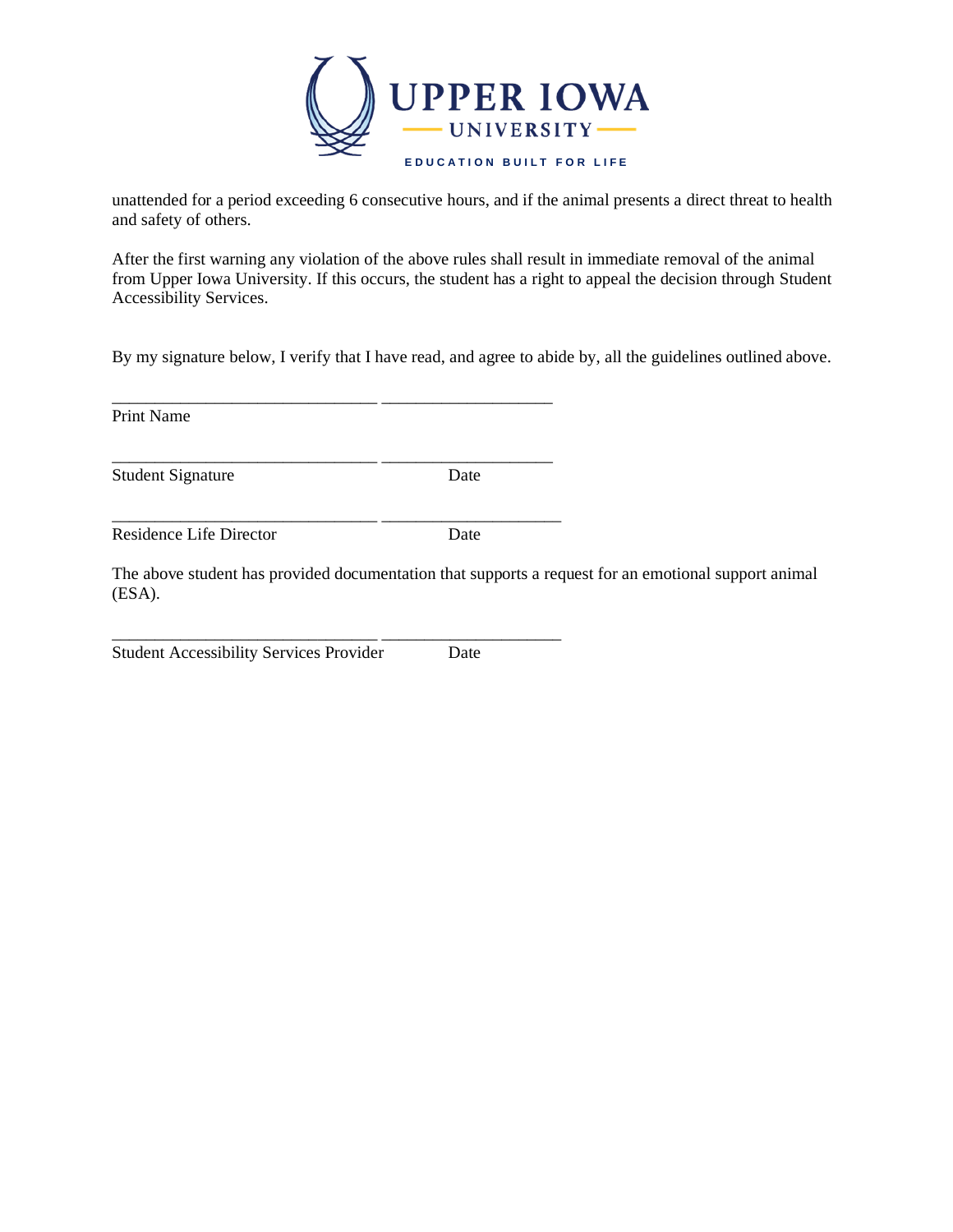unattended for a period exceeding 6 consecutive hours, and if the animal presents a direct threat to health and safety of others.

After the first warning any violation of the above rules shall result in immediate removal of the animal from Upper Iowa University. If this occurs, the student has a right to appeal the decision through Student Accessibility Services.

By my signature below, I verify that I have read, and agree to abide by, all the guidelines outlined above.

_______________________________ ____________________
Print Name

_______________________________ ____________________
Student Signature Date

_______________________________ _____________________
Residence Life Director Date

The above student has provided documentation that supports a request for an emotional support animal (ESA).

_______________________________ _____________________
Student Accessibility Services Provider Date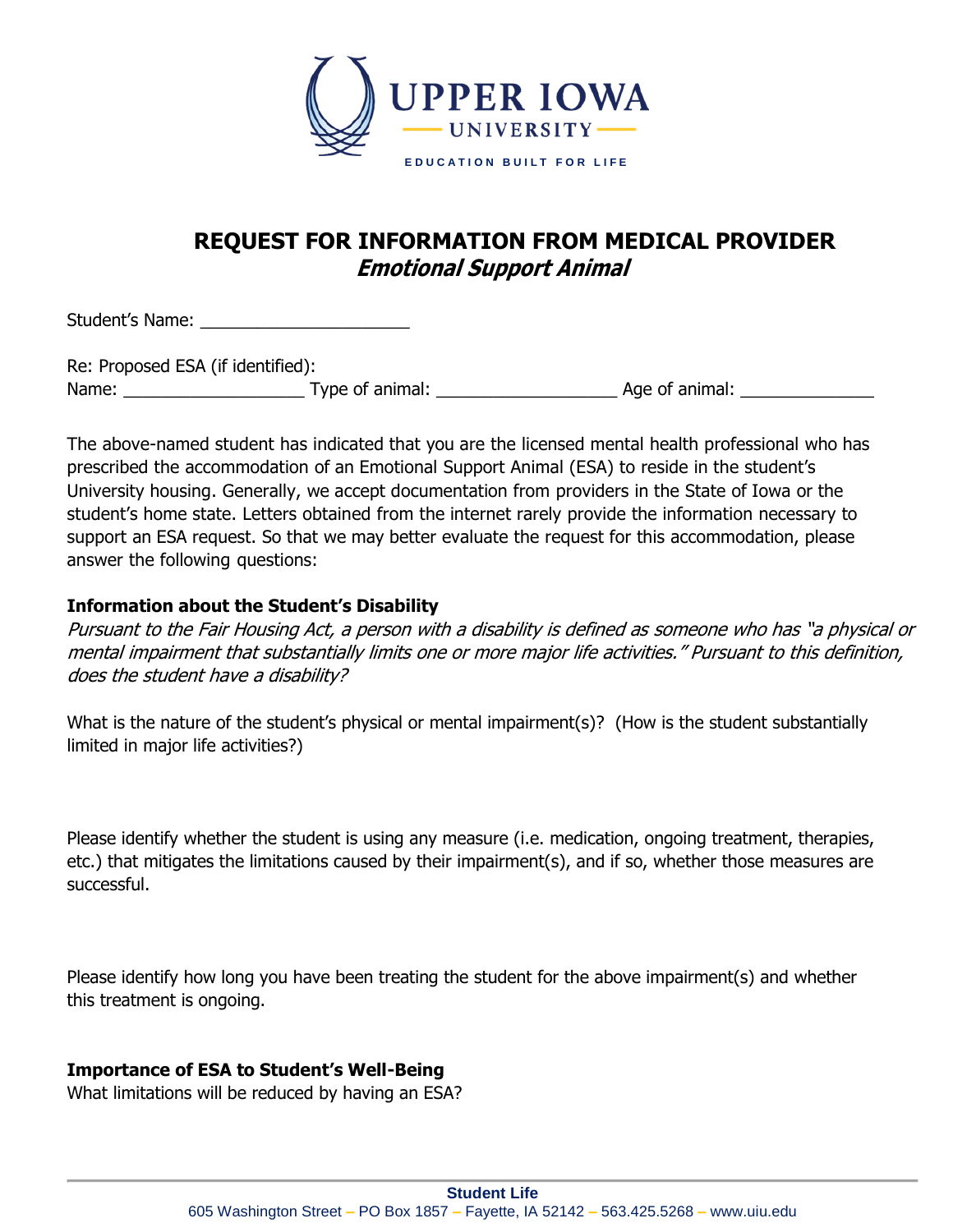UPPER IOWA UNIVERSITY

EDUCATION BUILT FOR LIFE

# REQUEST FOR INFORMATION FROM MEDICAL PROVIDER
## *Emotional Support Animal*

Student's Name: ______________________

Re: Proposed ESA (if identified):
Name: ___________________ Type of animal: ___________________ Age of animal: ______________

The above-named student has indicated that you are the licensed mental health professional who has prescribed the accommodation of an Emotional Support Animal (ESA) to reside in the student's University housing. Generally, we accept documentation from providers in the State of Iowa or the student's home state. Letters obtained from the internet rarely provide the information necessary to support an ESA request. So that we may better evaluate the request for this accommodation, please answer the following questions:

**Information about the Student's Disability**

*Pursuant to the Fair Housing Act, a person with a disability is defined as someone who has "a physical or mental impairment that substantially limits one or more major life activities." Pursuant to this definition, does the student have a disability?*

What is the nature of the student's physical or mental impairment(s)? (How is the student substantially limited in major life activities?)

Please identify whether the student is using any measure (i.e. medication, ongoing treatment, therapies, etc.) that mitigates the limitations caused by their impairment(s), and if so, whether those measures are successful.

Please identify how long you have been treating the student for the above impairment(s) and whether this treatment is ongoing.

**Importance of ESA to Student's Well-Being**

What limitations will be reduced by having an ESA?

Student Life
605 Washington Street – PO Box 1857 – Fayette, IA 52142 – 563.425.5268 – www.uiu.edu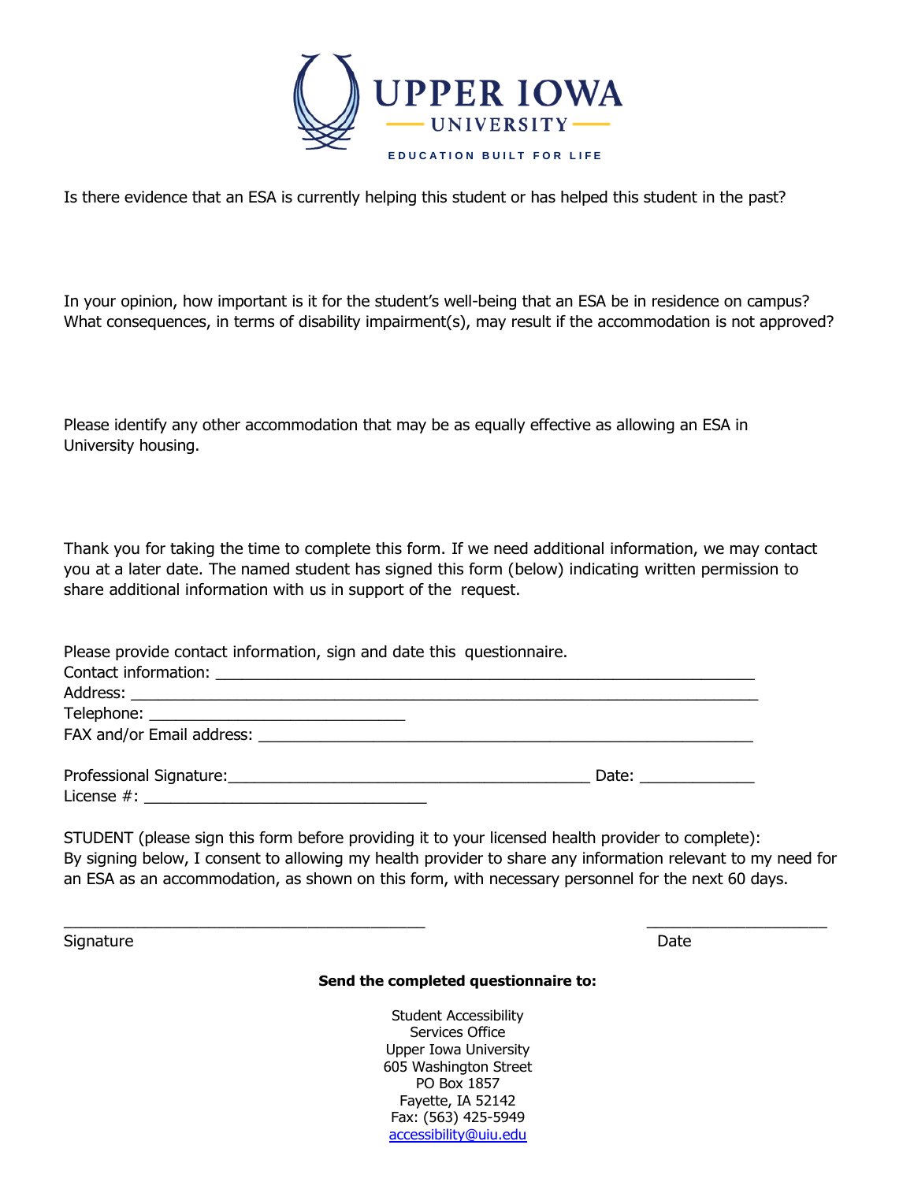Is there evidence that an ESA is currently helping this student or has helped this student in the past?

In your opinion, how important is it for the student's well-being that an ESA be in residence on campus? What consequences, in terms of disability impairment(s), may result if the accommodation is not approved?

Please identify any other accommodation that may be as equally effective as allowing an ESA in University housing.

Thank you for taking the time to complete this form. If we need additional information, we may contact you at a later date. The named student has signed this form (below) indicating written permission to share additional information with us in support of the request.

Please provide contact information, sign and date this questionnaire.
Contact information: ______________________________________________________________
Address: ______________________________________________________________________
Telephone: _____________________________
FAX and/or Email address: ________________________________________________________

Professional Signature:__________________________________________ Date: _____________
License #: ________________________________

STUDENT (please sign this form before providing it to your licensed health provider to complete):
By signing below, I consent to allowing my health provider to share any information relevant to my need for an ESA as an accommodation, as shown on this form, with necessary personnel for the next 60 days.

__________________________________________ ____________________
Signature Date

**Send the completed questionnaire to:**

Student Accessibility
Services Office
Upper Iowa University
605 Washington Street
PO Box 1857
Fayette, IA 52142
Fax: (563) 425-5949
accessibility@uiu.edu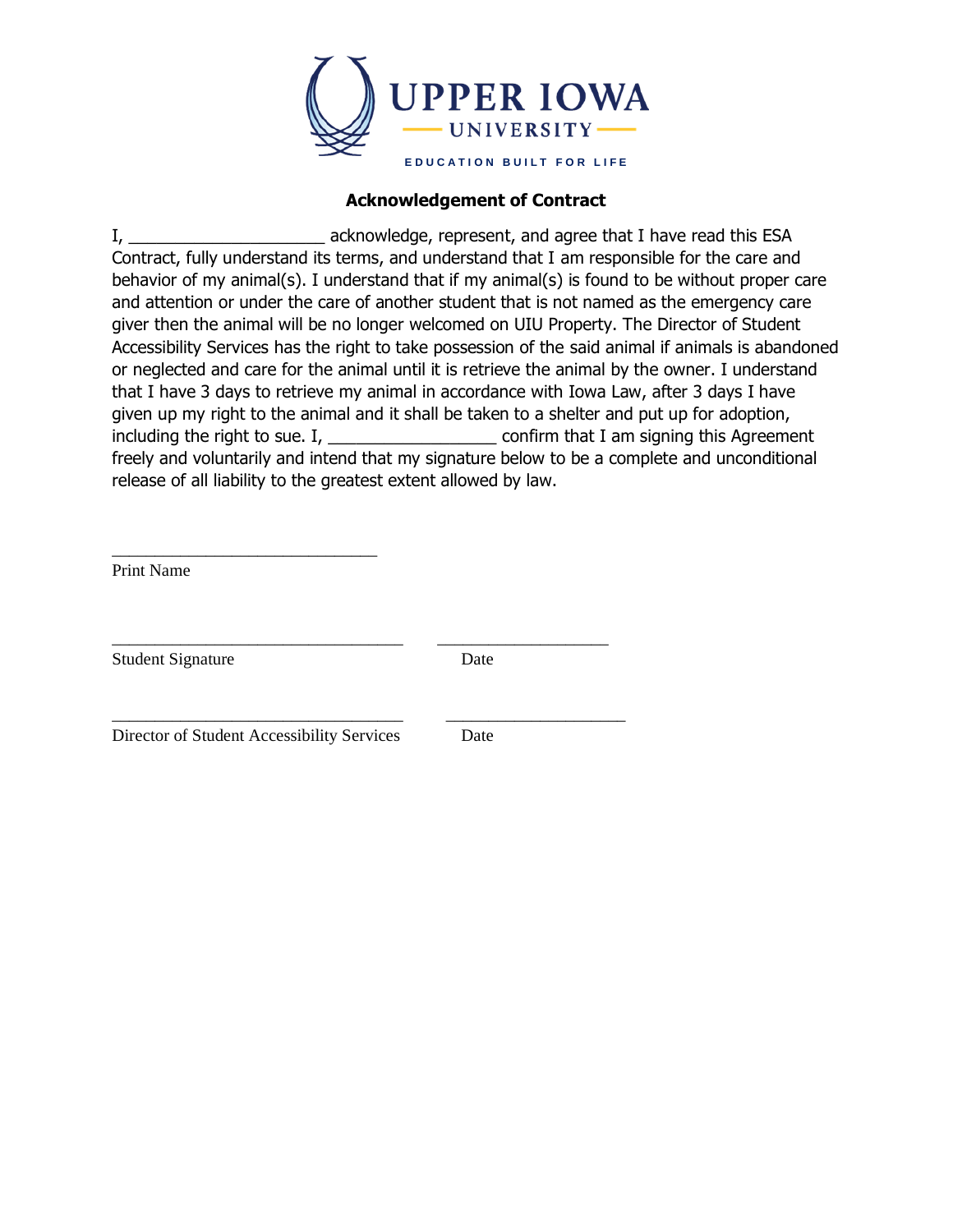UPPER IOWA UNIVERSITY

EDUCATION BUILT FOR LIFE

## Acknowledgement of Contract

I, _____________________ acknowledge, represent, and agree that I have read this ESA Contract, fully understand its terms, and understand that I am responsible for the care and behavior of my animal(s). I understand that if my animal(s) is found to be without proper care and attention or under the care of another student that is not named as the emergency care giver then the animal will be no longer welcomed on UIU Property. The Director of Student Accessibility Services has the right to take possession of the said animal if animals is abandoned or neglected and care for the animal until it is retrieve the animal by the owner. I understand that I have 3 days to retrieve my animal in accordance with Iowa Law, after 3 days I have given up my right to the animal and it shall be taken to a shelter and put up for adoption, including the right to sue. I, __________________ confirm that I am signing this Agreement freely and voluntarily and intend that my signature below to be a complete and unconditional release of all liability to the greatest extent allowed by law.

_______________________________
Print Name

_________________________________ ___________________
Student Signature Date

_________________________________ ____________________
Director of Student Accessibility Services Date